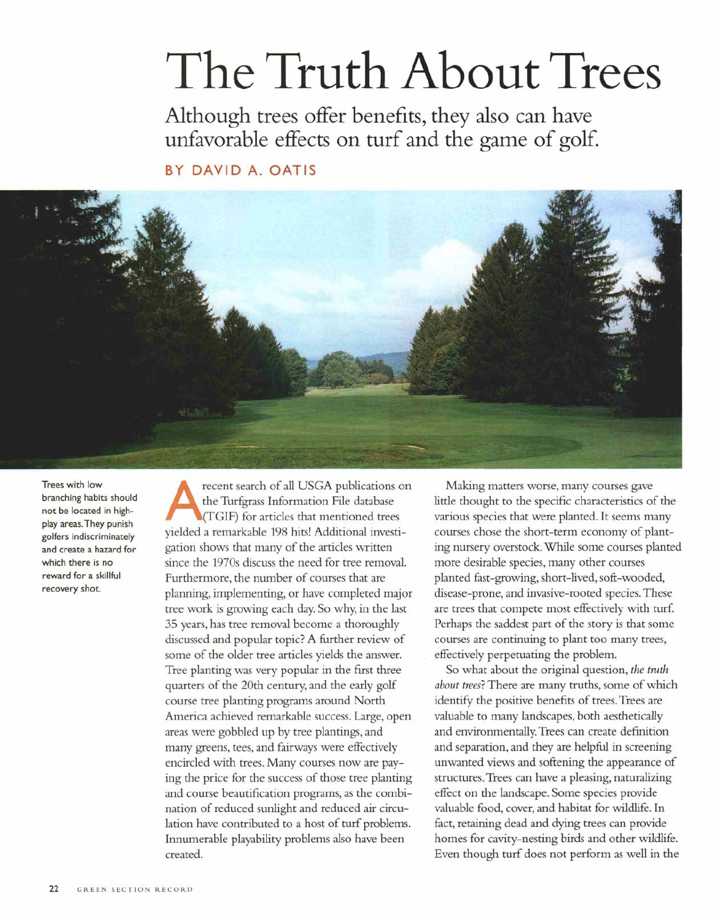# The Truth About Trees

## Although trees offer benefits, they also can have unfavorable effects on turf and the game of golf.

**BY DAVID A. OATIS**

Trees with low branching habits should not be located in high-play areas. They punish golfers indiscriminately and create a hazard for which there is no reward for a skillful recovery shot.

A recent search of all USGA publications on the Turfgrass Information File database (TGIF) for articles that mentioned trees yielded a remarkable 198 hits! Additional investigation shows that many of the articles written since the 1970s discuss the need for tree removal. Furthermore, the number of courses that are planning, implementing, or have completed major tree work is growing each day. So why, in the last 35 years, has tree removal become a thoroughly discussed and popular topic? A further review of some of the older tree articles yields the answer. Tree planting was very popular in the first three quarters of the 20th century, and the early golf course tree planting programs around North America achieved remarkable success. Large, open areas were gobbled up by tree plantings, and many greens, tees, and fairways were effectively encircled with trees. Many courses now are paying the price for the success of those tree planting and course beautification programs, as the combination of reduced sunlight and reduced air circulation have contributed to a host of turf problems. Innumerable playability problems also have been created.

Making matters worse, many courses gave little thought to the specific characteristics of the various species that were planted. It seems many courses chose the short-term economy of planting nursery overstock. While some courses planted more desirable species, many other courses planted fast-growing, short-lived, soft-wooded, disease-prone, and invasive-rooted species. These are trees that compete most effectively with turf. Perhaps the saddest part of the story is that some courses are continuing to plant too many trees, effectively perpetuating the problem.

So what about the original question, *the truth about trees*? There are many truths, some of which identify the positive benefits of trees. Trees are valuable to many landscapes, both aesthetically and environmentally. Trees can create definition and separation, and they are helpful in screening unwanted views and softening the appearance of structures. Trees can have a pleasing, naturalizing effect on the landscape. Some species provide valuable food, cover, and habitat for wildlife. In fact, retaining dead and dying trees can provide homes for cavity-nesting birds and other wildlife. Even though turf does not perform as well in the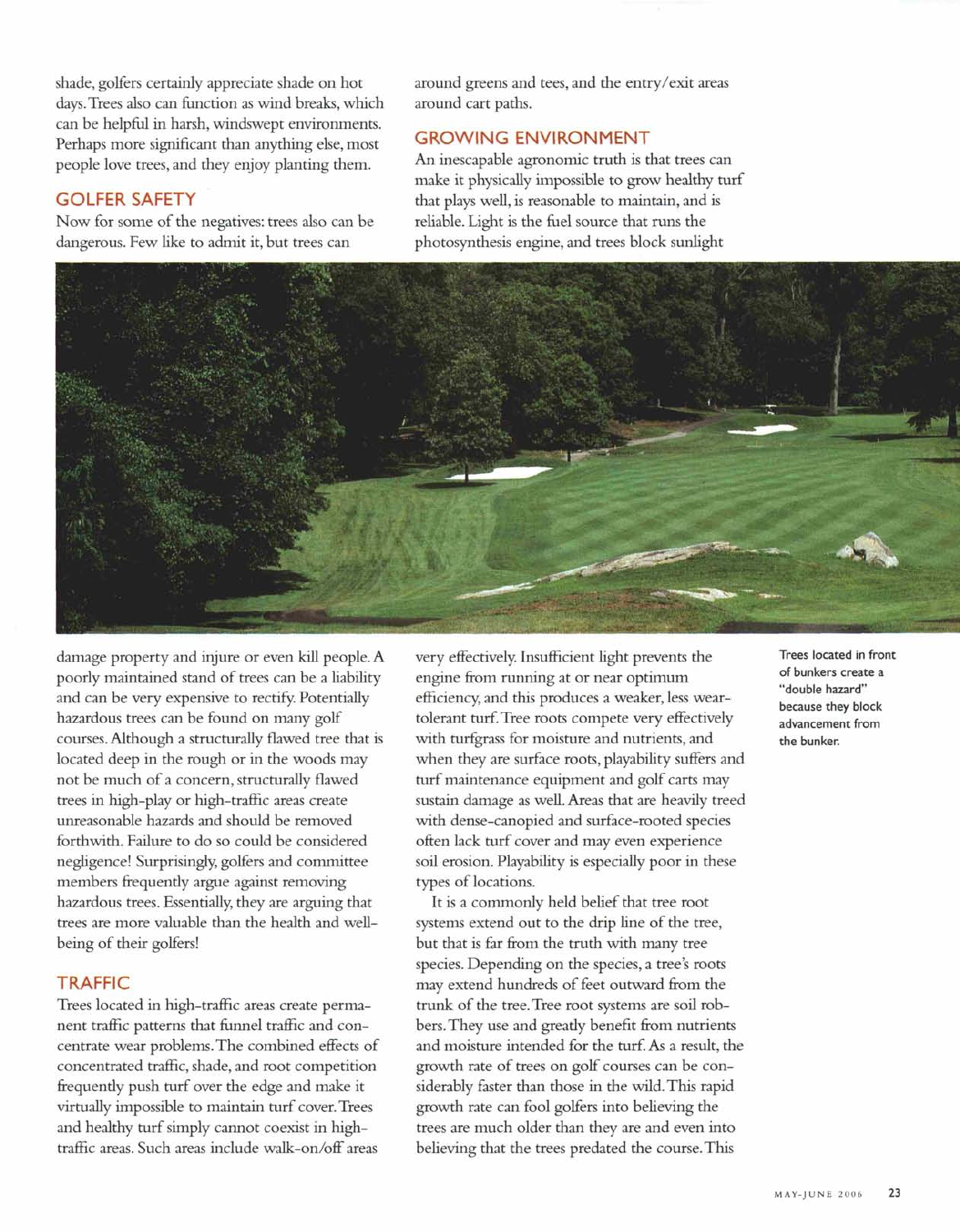shade, golfers certainly appreciate shade on hot days. Trees also can function as wind breaks, which can be helpful in harsh, windswept environments. Perhaps more significant than anything else, most people love trees, and they enjoy planting them.

## GOLFER SAFETY

Now for some of the negatives: trees also can be dangerous. Few like to admit it, but trees can damage property and injure or even kill people. A poorly maintained stand of trees can be a liability and can be very expensive to rectify. Potentially hazardous trees can be found on many golf courses. Although a structurally flawed tree that is located deep in the rough or in the woods may not be much of a concern, structurally flawed trees in high-play or high-traffic areas create unreasonable hazards and should be removed forthwith. Failure to do so could be considered negligence! Surprisingly, golfers and committee members frequently argue against removing hazardous trees. Essentially, they are arguing that trees are more valuable than the health and well-being of their golfers!

## TRAFFIC

Trees located in high-traffic areas create permanent traffic patterns that funnel traffic and concentrate wear problems. The combined effects of concentrated traffic, shade, and root competition frequently push turf over the edge and make it virtually impossible to maintain turf cover. Trees and healthy turf simply cannot coexist in high-traffic areas. Such areas include walk-on/off areas around greens and tees, and the entry/exit areas around cart paths.

## GROWING ENVIRONMENT

An inescapable agronomic truth is that trees can make it physically impossible to grow healthy turf that plays well, is reasonable to maintain, and is reliable. Light is the fuel source that runs the photosynthesis engine, and trees block sunlight very effectively. Insufficient light prevents the engine from running at or near optimum efficiency, and this produces a weaker, less wear-tolerant turf. Tree roots compete very effectively with turfgrass for moisture and nutrients, and when they are surface roots, playability suffers and turf maintenance equipment and golf carts may sustain damage as well. Areas that are heavily treed with dense-canopied and surface-rooted species often lack turf cover and may even experience soil erosion. Playability is especially poor in these types of locations.

It is a commonly held belief that tree root systems extend out to the drip line of the tree, but that is far from the truth with many tree species. Depending on the species, a tree's roots may extend hundreds of feet outward from the trunk of the tree. Tree root systems are soil robbers. They use and greatly benefit from nutrients and moisture intended for the turf. As a result, the growth rate of trees on golf courses can be considerably faster than those in the wild. This rapid growth rate can fool golfers into believing the trees are much older than they are and even into believing that the trees predated the course. This

Trees located in front of bunkers create a "double hazard" because they block advancement from the bunker.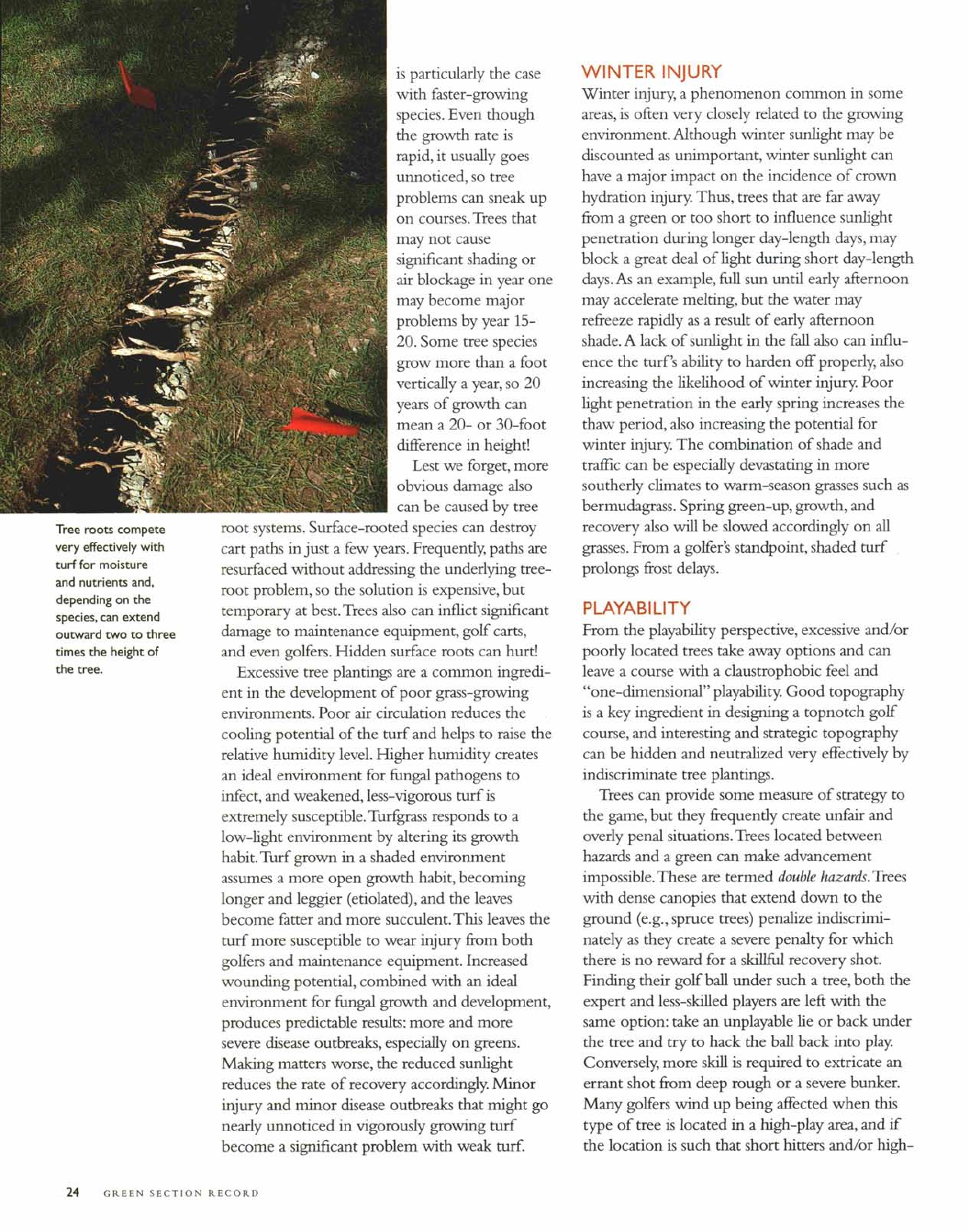is particularly the case with faster-growing species. Even though the growth rate is rapid, it usually goes unnoticed, so tree problems can sneak up on courses. Trees that may not cause significant shading or air blockage in year one may become major problems by year 15-20. Some tree species grow more than a foot vertically a year, so 20 years of growth can mean a 20- or 30-foot difference in height!

Lest we forget, more obvious damage also can be caused by tree root systems. Surface-rooted species can destroy cart paths in just a few years. Frequently, paths are resurfaced without addressing the underlying tree-root problem, so the solution is expensive, but temporary at best. Trees also can inflict significant damage to maintenance equipment, golf carts, and even golfers. Hidden surface roots can hurt!

Tree roots compete very effectively with turf for moisture and nutrients and, depending on the species, can extend outward two to three times the height of the tree.

Excessive tree plantings are a common ingredient in the development of poor grass-growing environments. Poor air circulation reduces the cooling potential of the turf and helps to raise the relative humidity level. Higher humidity creates an ideal environment for fungal pathogens to infect, and weakened, less-vigorous turf is extremely susceptible. Turfgrass responds to a low-light environment by altering its growth habit. Turf grown in a shaded environment assumes a more open growth habit, becoming longer and leggier (etiolated), and the leaves become fatter and more succulent. This leaves the turf more susceptible to wear injury from both golfers and maintenance equipment. Increased wounding potential, combined with an ideal environment for fungal growth and development, produces predictable results: more and more severe disease outbreaks, especially on greens. Making matters worse, the reduced sunlight reduces the rate of recovery accordingly. Minor injury and minor disease outbreaks that might go nearly unnoticed in vigorously growing turf become a significant problem with weak turf.

## WINTER INJURY

Winter injury, a phenomenon common in some areas, is often very closely related to the growing environment. Although winter sunlight may be discounted as unimportant, winter sunlight can have a major impact on the incidence of crown hydration injury. Thus, trees that are far away from a green or too short to influence sunlight penetration during longer day-length days, may block a great deal of light during short day-length days. As an example, full sun until early afternoon may accelerate melting, but the water may refreeze rapidly as a result of early afternoon shade. A lack of sunlight in the fall also can influence the turf's ability to harden off properly, also increasing the likelihood of winter injury. Poor light penetration in the early spring increases the thaw period, also increasing the potential for winter injury. The combination of shade and traffic can be especially devastating in more southerly climates to warm-season grasses such as bermudagrass. Spring green-up, growth, and recovery also will be slowed accordingly on all grasses. From a golfer's standpoint, shaded turf prolongs frost delays.

## PLAYABILITY

From the playability perspective, excessive and/or poorly located trees take away options and can leave a course with a claustrophobic feel and "one-dimensional" playability. Good topography is a key ingredient in designing a topnotch golf course, and interesting and strategic topography can be hidden and neutralized very effectively by indiscriminate tree plantings.

Trees can provide some measure of strategy to the game, but they frequently create unfair and overly penal situations. Trees located between hazards and a green can make advancement impossible. These are termed *double hazards*. Trees with dense canopies that extend down to the ground (e.g., spruce trees) penalize indiscriminately as they create a severe penalty for which there is no reward for a skillful recovery shot. Finding their golf ball under such a tree, both the expert and less-skilled players are left with the same option: take an unplayable lie or back under the tree and try to hack the ball back into play. Conversely, more skill is required to extricate an errant shot from deep rough or a severe bunker. Many golfers wind up being affected when this type of tree is located in a high-play area, and if the location is such that short hitters and/or high-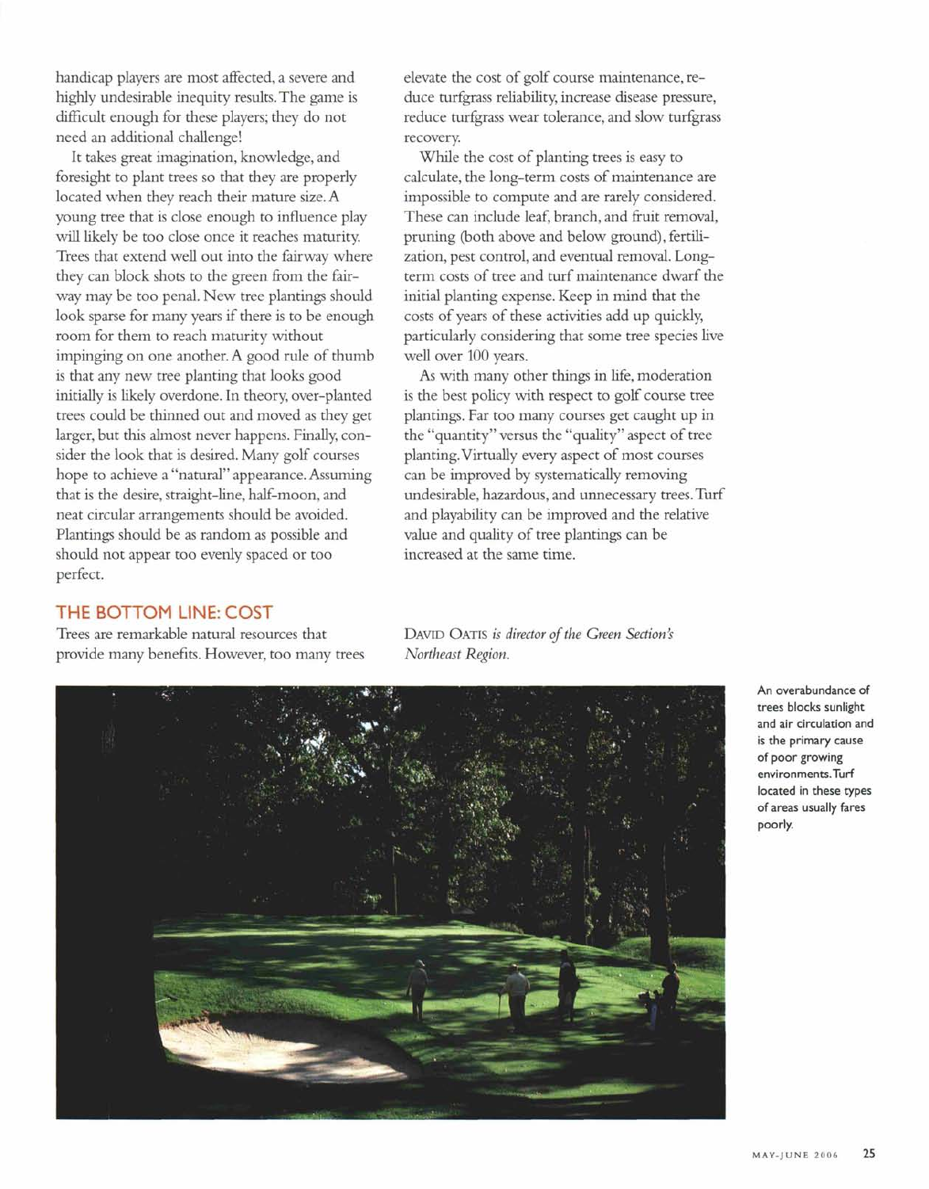handicap players are most affected, a severe and highly undesirable inequity results. The game is difficult enough for these players; they do not need an additional challenge!

It takes great imagination, knowledge, and foresight to plant trees so that they are properly located when they reach their mature size. A young tree that is close enough to influence play will likely be too close once it reaches maturity. Trees that extend well out into the fairway where they can block shots to the green from the fairway may be too penal. New tree plantings should look sparse for many years if there is to be enough room for them to reach maturity without impinging on one another. A good rule of thumb is that any new tree planting that looks good initially is likely overdone. In theory, over-planted trees could be thinned out and moved as they get larger, but this almost never happens. Finally, consider the look that is desired. Many golf courses hope to achieve a "natural" appearance. Assuming that is the desire, straight-line, half-moon, and neat circular arrangements should be avoided. Plantings should be as random as possible and should not appear too evenly spaced or too perfect.

## THE BOTTOM LINE: COST

Trees are remarkable natural resources that provide many benefits. However, too many trees elevate the cost of golf course maintenance, reduce turfgrass reliability, increase disease pressure, reduce turfgrass wear tolerance, and slow turfgrass recovery.

While the cost of planting trees is easy to calculate, the long-term costs of maintenance are impossible to compute and are rarely considered. These can include leaf, branch, and fruit removal, pruning (both above and below ground), fertilization, pest control, and eventual removal. Long-term costs of tree and turf maintenance dwarf the initial planting expense. Keep in mind that the costs of years of these activities add up quickly, particularly considering that some tree species live well over 100 years.

As with many other things in life, moderation is the best policy with respect to golf course tree plantings. Far too many courses get caught up in the "quantity" versus the "quality" aspect of tree planting. Virtually every aspect of most courses can be improved by systematically removing undesirable, hazardous, and unnecessary trees. Turf and playability can be improved and the relative value and quality of tree plantings can be increased at the same time.

DAVID OATIS *is director of the Green Section's Northeast Region.*

An overabundance of trees blocks sunlight and air circulation and is the primary cause of poor growing environments. Turf located in these types of areas usually fares poorly.